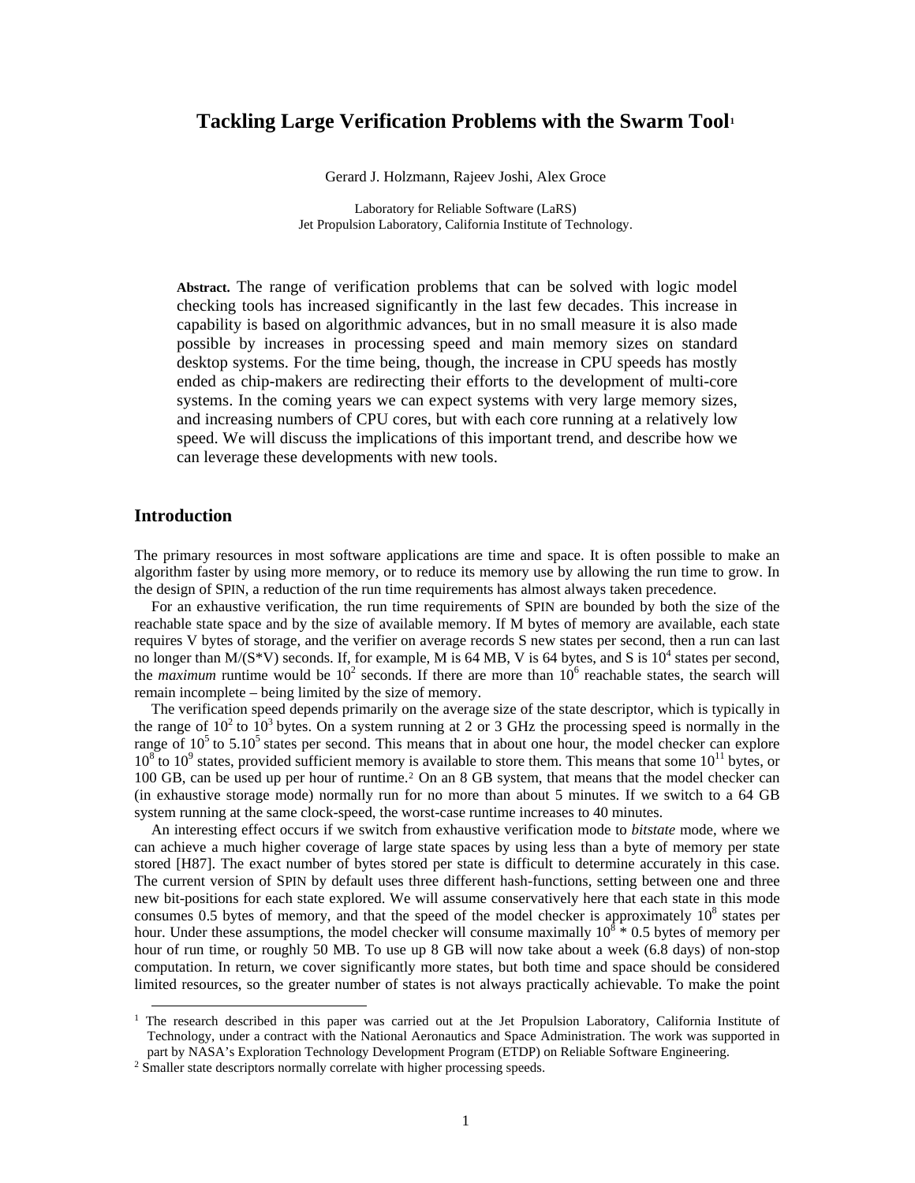# Tackling Large Verification Problems with the Swarm Tool[1]

Gerard J. Holzmann, Rajeev Joshi, Alex Groce

Laboratory for Reliable Software (LaRS)
Jet Propulsion Laboratory, California Institute of Technology.

**Abstract.** The range of verification problems that can be solved with logic model checking tools has increased significantly in the last few decades. This increase in capability is based on algorithmic advances, but in no small measure it is also made possible by increases in processing speed and main memory sizes on standard desktop systems. For the time being, though, the increase in CPU speeds has mostly ended as chip-makers are redirecting their efforts to the development of multi-core systems. In the coming years we can expect systems with very large memory sizes, and increasing numbers of CPU cores, but with each core running at a relatively low speed. We will discuss the implications of this important trend, and describe how we can leverage these developments with new tools.

## Introduction

The primary resources in most software applications are time and space. It is often possible to make an algorithm faster by using more memory, or to reduce its memory use by allowing the run time to grow. In the design of SPIN, a reduction of the run time requirements has almost always taken precedence.

For an exhaustive verification, the run time requirements of SPIN are bounded by both the size of the reachable state space and by the size of available memory. If M bytes of memory are available, each state requires V bytes of storage, and the verifier on average records S new states per second, then a run can last no longer than M/(S\*V) seconds. If, for example, M is 64 MB, V is 64 bytes, and S is $10^4$ states per second, the *maximum* runtime would be $10^2$ seconds. If there are more than $10^6$ reachable states, the search will remain incomplete – being limited by the size of memory.

The verification speed depends primarily on the average size of the state descriptor, which is typically in the range of $10^2$ to $10^3$ bytes. On a system running at 2 or 3 GHz the processing speed is normally in the range of $10^5$ to $5.10^5$ states per second. This means that in about one hour, the model checker can explore $10^8$ to $10^9$ states, provided sufficient memory is available to store them. This means that some $10^{11}$ bytes, or 100 GB, can be used up per hour of runtime.[2] On an 8 GB system, that means that the model checker can (in exhaustive storage mode) normally run for no more than about 5 minutes. If we switch to a 64 GB system running at the same clock-speed, the worst-case runtime increases to 40 minutes.

An interesting effect occurs if we switch from exhaustive verification mode to *bitstate* mode, where we can achieve a much higher coverage of large state spaces by using less than a byte of memory per state stored [H87]. The exact number of bytes stored per state is difficult to determine accurately in this case. The current version of SPIN by default uses three different hash-functions, setting between one and three new bit-positions for each state explored. We will assume conservatively here that each state in this mode consumes 0.5 bytes of memory, and that the speed of the model checker is approximately $10^8$ states per hour. Under these assumptions, the model checker will consume maximally $10^8 * 0.5$ bytes of memory per hour of run time, or roughly 50 MB. To use up 8 GB will now take about a week (6.8 days) of non-stop computation. In return, we cover significantly more states, but both time and space should be considered limited resources, so the greater number of states is not always practically achievable. To make the point

---

[1] The research described in this paper was carried out at the Jet Propulsion Laboratory, California Institute of Technology, under a contract with the National Aeronautics and Space Administration. The work was supported in part by NASA's Exploration Technology Development Program (ETDP) on Reliable Software Engineering.

[2] Smaller state descriptors normally correlate with higher processing speeds.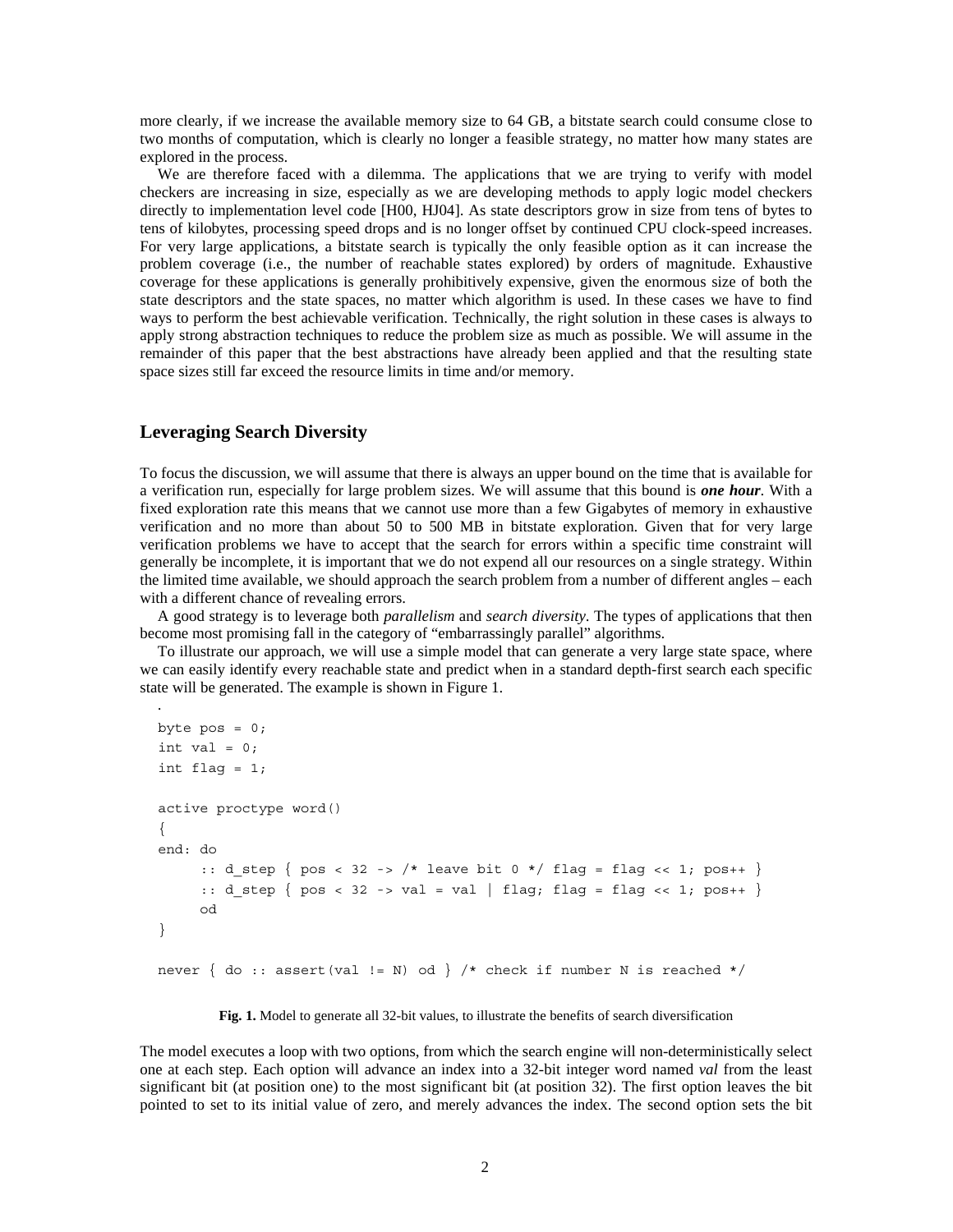more clearly, if we increase the available memory size to 64 GB, a bitstate search could consume close to two months of computation, which is clearly no longer a feasible strategy, no matter how many states are explored in the process.

We are therefore faced with a dilemma. The applications that we are trying to verify with model checkers are increasing in size, especially as we are developing methods to apply logic model checkers directly to implementation level code [H00, HJ04]. As state descriptors grow in size from tens of bytes to tens of kilobytes, processing speed drops and is no longer offset by continued CPU clock-speed increases. For very large applications, a bitstate search is typically the only feasible option as it can increase the problem coverage (i.e., the number of reachable states explored) by orders of magnitude. Exhaustive coverage for these applications is generally prohibitively expensive, given the enormous size of both the state descriptors and the state spaces, no matter which algorithm is used. In these cases we have to find ways to perform the best achievable verification. Technically, the right solution in these cases is always to apply strong abstraction techniques to reduce the problem size as much as possible. We will assume in the remainder of this paper that the best abstractions have already been applied and that the resulting state space sizes still far exceed the resource limits in time and/or memory.

## Leveraging Search Diversity

To focus the discussion, we will assume that there is always an upper bound on the time that is available for a verification run, especially for large problem sizes. We will assume that this bound is ***one hour***. With a fixed exploration rate this means that we cannot use more than a few Gigabytes of memory in exhaustive verification and no more than about 50 to 500 MB in bitstate exploration. Given that for very large verification problems we have to accept that the search for errors within a specific time constraint will generally be incomplete, it is important that we do not expend all our resources on a single strategy. Within the limited time available, we should approach the search problem from a number of different angles – each with a different chance of revealing errors.

A good strategy is to leverage both *parallelism* and *search diversity*. The types of applications that then become most promising fall in the category of "embarrassingly parallel" algorithms.

To illustrate our approach, we will use a simple model that can generate a very large state space, where we can easily identify every reachable state and predict when in a standard depth-first search each specific state will be generated. The example is shown in Figure 1.

```
byte pos = 0;
int val = 0;
int flag = 1;

active proctype word()
{
end: do
     :: d_step { pos < 32 -> /* leave bit 0 */ flag = flag << 1; pos++ }
     :: d_step { pos < 32 -> val = val | flag; flag = flag << 1; pos++ }
     od
}

never { do :: assert(val != N) od } /* check if number N is reached */
```

**Fig. 1.** Model to generate all 32-bit values, to illustrate the benefits of search diversification

The model executes a loop with two options, from which the search engine will non-deterministically select one at each step. Each option will advance an index into a 32-bit integer word named *val* from the least significant bit (at position one) to the most significant bit (at position 32). The first option leaves the bit pointed to set to its initial value of zero, and merely advances the index. The second option sets the bit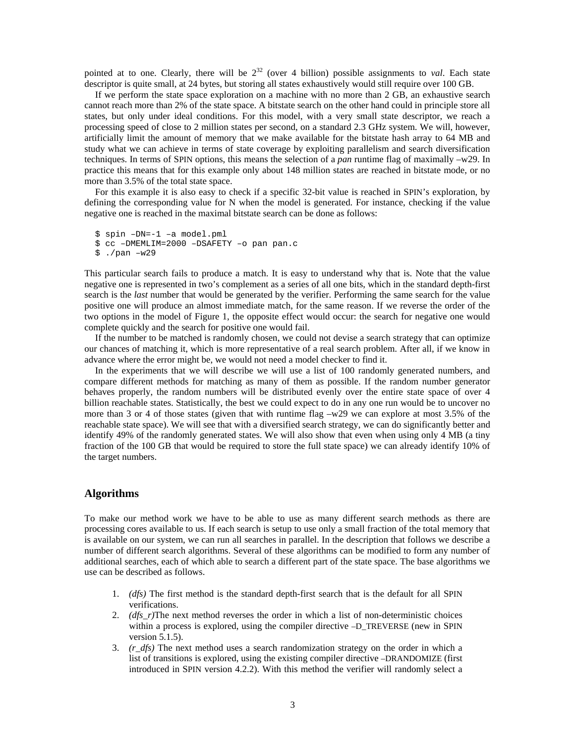pointed at to one. Clearly, there will be $2^{32}$ (over 4 billion) possible assignments to *val*. Each state descriptor is quite small, at 24 bytes, but storing all states exhaustively would still require over 100 GB.

If we perform the state space exploration on a machine with no more than 2 GB, an exhaustive search cannot reach more than 2% of the state space. A bitstate search on the other hand could in principle store all states, but only under ideal conditions. For this model, with a very small state descriptor, we reach a processing speed of close to 2 million states per second, on a standard 2.3 GHz system. We will, however, artificially limit the amount of memory that we make available for the bitstate hash array to 64 MB and study what we can achieve in terms of state coverage by exploiting parallelism and search diversification techniques. In terms of SPIN options, this means the selection of a *pan* runtime flag of maximally –w29. In practice this means that for this example only about 148 million states are reached in bitstate mode, or no more than 3.5% of the total state space.

For this example it is also easy to check if a specific 32-bit value is reached in SPIN's exploration, by defining the corresponding value for N when the model is generated. For instance, checking if the value negative one is reached in the maximal bitstate search can be done as follows:

```
$ spin –DN=-1 –a model.pml
$ cc –DMEMLIM=2000 –DSAFETY –o pan pan.c
$ ./pan –w29
```

This particular search fails to produce a match. It is easy to understand why that is. Note that the value negative one is represented in two's complement as a series of all one bits, which in the standard depth-first search is the *last* number that would be generated by the verifier. Performing the same search for the value positive one will produce an almost immediate match, for the same reason. If we reverse the order of the two options in the model of Figure 1, the opposite effect would occur: the search for negative one would complete quickly and the search for positive one would fail.

If the number to be matched is randomly chosen, we could not devise a search strategy that can optimize our chances of matching it, which is more representative of a real search problem. After all, if we know in advance where the error might be, we would not need a model checker to find it.

In the experiments that we will describe we will use a list of 100 randomly generated numbers, and compare different methods for matching as many of them as possible. If the random number generator behaves properly, the random numbers will be distributed evenly over the entire state space of over 4 billion reachable states. Statistically, the best we could expect to do in any one run would be to uncover no more than 3 or 4 of those states (given that with runtime flag –w29 we can explore at most 3.5% of the reachable state space). We will see that with a diversified search strategy, we can do significantly better and identify 49% of the randomly generated states. We will also show that even when using only 4 MB (a tiny fraction of the 100 GB that would be required to store the full state space) we can already identify 10% of the target numbers.

## Algorithms

To make our method work we have to be able to use as many different search methods as there are processing cores available to us. If each search is setup to use only a small fraction of the total memory that is available on our system, we can run all searches in parallel. In the description that follows we describe a number of different search algorithms. Several of these algorithms can be modified to form any number of additional searches, each of which able to search a different part of the state space. The base algorithms we use can be described as follows.

1. *(dfs)* The first method is the standard depth-first search that is the default for all SPIN verifications.
2. *(dfs_r)*The next method reverses the order in which a list of non-deterministic choices within a process is explored, using the compiler directive –D_TREVERSE (new in SPIN version 5.1.5).
3. *(r_dfs)* The next method uses a search randomization strategy on the order in which a list of transitions is explored, using the existing compiler directive –DRANDOMIZE (first introduced in SPIN version 4.2.2). With this method the verifier will randomly select a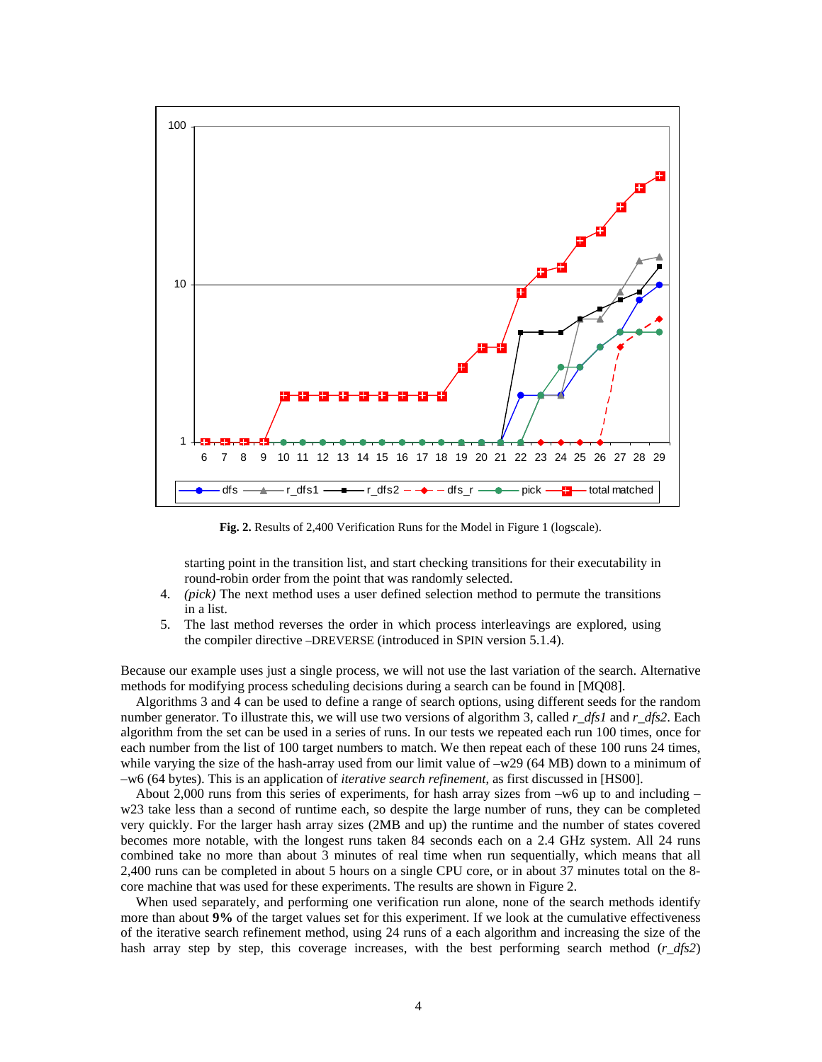**Fig. 2.** Results of 2,400 Verification Runs for the Model in Figure 1 (logscale).

starting point in the transition list, and start checking transitions for their executability in round-robin order from the point that was randomly selected.

4. *(pick)* The next method uses a user defined selection method to permute the transitions in a list.
5. The last method reverses the order in which process interleavings are explored, using the compiler directive –DREVERSE (introduced in SPIN version 5.1.4).

Because our example uses just a single process, we will not use the last variation of the search. Alternative methods for modifying process scheduling decisions during a search can be found in [MQ08].

Algorithms 3 and 4 can be used to define a range of search options, using different seeds for the random number generator. To illustrate this, we will use two versions of algorithm 3, called *r_dfs1* and *r_dfs2*. Each algorithm from the set can be used in a series of runs. In our tests we repeated each run 100 times, once for each number from the list of 100 target numbers to match. We then repeat each of these 100 runs 24 times, while varying the size of the hash-array used from our limit value of –w29 (64 MB) down to a minimum of –w6 (64 bytes). This is an application of *iterative search refinement*, as first discussed in [HS00].

About 2,000 runs from this series of experiments, for hash array sizes from –w6 up to and including –w23 take less than a second of runtime each, so despite the large number of runs, they can be completed very quickly. For the larger hash array sizes (2MB and up) the runtime and the number of states covered becomes more notable, with the longest runs taken 84 seconds each on a 2.4 GHz system. All 24 runs combined take no more than about 3 minutes of real time when run sequentially, which means that all 2,400 runs can be completed in about 5 hours on a single CPU core, or in about 37 minutes total on the 8-core machine that was used for these experiments. The results are shown in Figure 2.

When used separately, and performing one verification run alone, none of the search methods identify more than about **9%** of the target values set for this experiment. If we look at the cumulative effectiveness of the iterative search refinement method, using 24 runs of a each algorithm and increasing the size of the hash array step by step, this coverage increases, with the best performing search method (*r_dfs2*)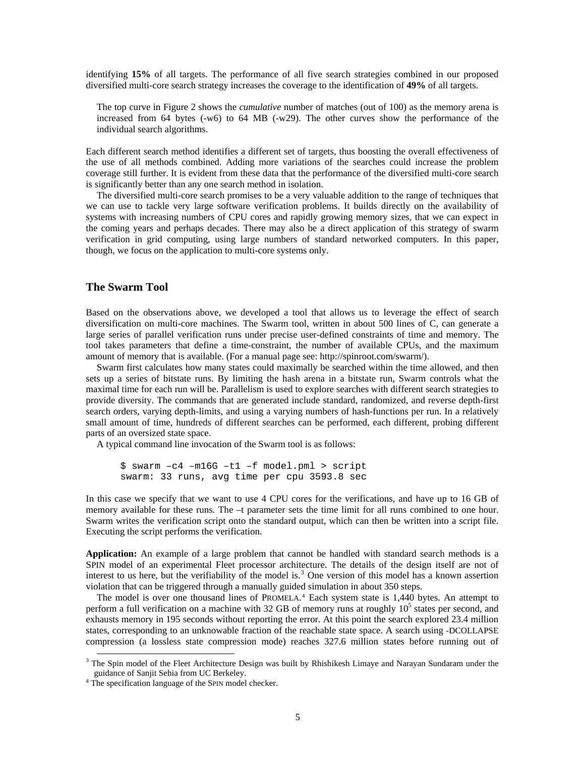identifying **15%** of all targets. The performance of all five search strategies combined in our proposed diversified multi-core search strategy increases the coverage to the identification of **49%** of all targets.

> The top curve in Figure 2 shows the *cumulative* number of matches (out of 100) as the memory arena is increased from 64 bytes (-w6) to 64 MB (-w29). The other curves show the performance of the individual search algorithms.

Each different search method identifies a different set of targets, thus boosting the overall effectiveness of the use of all methods combined. Adding more variations of the searches could increase the problem coverage still further. It is evident from these data that the performance of the diversified multi-core search is significantly better than any one search method in isolation.

The diversified multi-core search promises to be a very valuable addition to the range of techniques that we can use to tackle very large software verification problems. It builds directly on the availability of systems with increasing numbers of CPU cores and rapidly growing memory sizes, that we can expect in the coming years and perhaps decades. There may also be a direct application of this strategy of swarm verification in grid computing, using large numbers of standard networked computers. In this paper, though, we focus on the application to multi-core systems only.

## The Swarm Tool

Based on the observations above, we developed a tool that allows us to leverage the effect of search diversification on multi-core machines. The Swarm tool, written in about 500 lines of C, can generate a large series of parallel verification runs under precise user-defined constraints of time and memory. The tool takes parameters that define a time-constraint, the number of available CPUs, and the maximum amount of memory that is available. (For a manual page see: http://spinroot.com/swarm/).

Swarm first calculates how many states could maximally be searched within the time allowed, and then sets up a series of bitstate runs. By limiting the hash arena in a bitstate run, Swarm controls what the maximal time for each run will be. Parallelism is used to explore searches with different search strategies to provide diversity. The commands that are generated include standard, randomized, and reverse depth-first search orders, varying depth-limits, and using a varying numbers of hash-functions per run. In a relatively small amount of time, hundreds of different searches can be performed, each different, probing different parts of an oversized state space.

A typical command line invocation of the Swarm tool is as follows:

```
$ swarm –c4 –m16G –t1 –f model.pml > script
swarm: 33 runs, avg time per cpu 3593.8 sec
```

In this case we specify that we want to use 4 CPU cores for the verifications, and have up to 16 GB of memory available for these runs. The –t parameter sets the time limit for all runs combined to one hour. Swarm writes the verification script onto the standard output, which can then be written into a script file. Executing the script performs the verification.

**Application:** An example of a large problem that cannot be handled with standard search methods is a SPIN model of an experimental Fleet processor architecture. The details of the design itself are not of interest to us here, but the verifiability of the model is.[3] One version of this model has a known assertion violation that can be triggered through a manually guided simulation in about 350 steps.

The model is over one thousand lines of PROMELA.[4] Each system state is 1,440 bytes. An attempt to perform a full verification on a machine with 32 GB of memory runs at roughly $10^5$ states per second, and exhausts memory in 195 seconds without reporting the error. At this point the search explored 23.4 million states, corresponding to an unknowable fraction of the reachable state space. A search using -DCOLLAPSE compression (a lossless state compression mode) reaches 327.6 million states before running out of

[3] The Spin model of the Fleet Architecture Design was built by Rhishikesh Limaye and Narayan Sundaram under the guidance of Sanjit Sehia from UC Berkeley.

[4] The specification language of the SPIN model checker.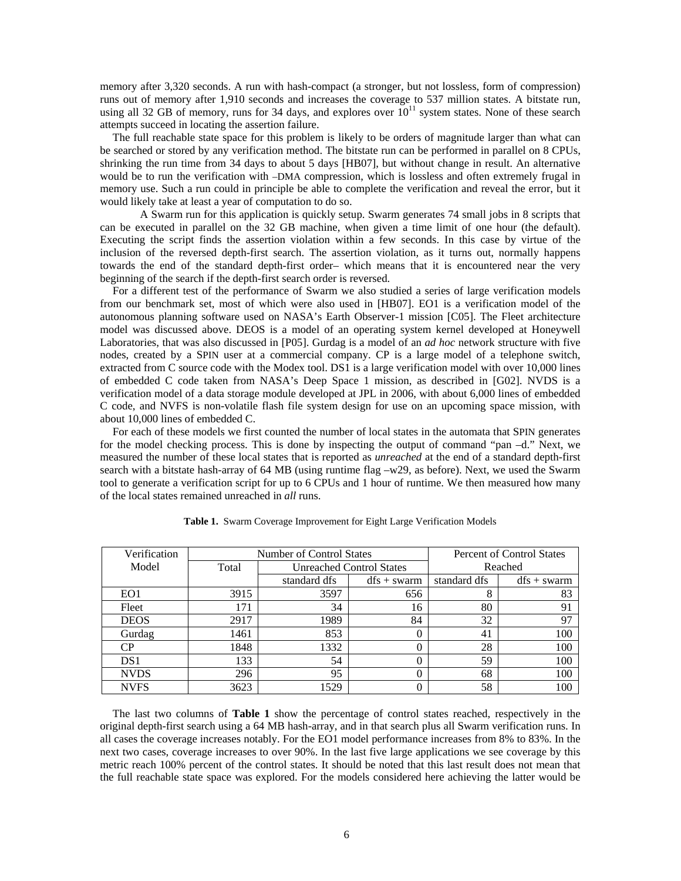memory after 3,320 seconds. A run with hash-compact (a stronger, but not lossless, form of compression) runs out of memory after 1,910 seconds and increases the coverage to 537 million states. A bitstate run, using all 32 GB of memory, runs for 34 days, and explores over $10^{11}$ system states. None of these search attempts succeed in locating the assertion failure.

The full reachable state space for this problem is likely to be orders of magnitude larger than what can be searched or stored by any verification method. The bitstate run can be performed in parallel on 8 CPUs, shrinking the run time from 34 days to about 5 days [HB07], but without change in result. An alternative would be to run the verification with –DMA compression, which is lossless and often extremely frugal in memory use. Such a run could in principle be able to complete the verification and reveal the error, but it would likely take at least a year of computation to do so.

A Swarm run for this application is quickly setup. Swarm generates 74 small jobs in 8 scripts that can be executed in parallel on the 32 GB machine, when given a time limit of one hour (the default). Executing the script finds the assertion violation within a few seconds. In this case by virtue of the inclusion of the reversed depth-first search. The assertion violation, as it turns out, normally happens towards the end of the standard depth-first order– which means that it is encountered near the very beginning of the search if the depth-first search order is reversed.

For a different test of the performance of Swarm we also studied a series of large verification models from our benchmark set, most of which were also used in [HB07]. EO1 is a verification model of the autonomous planning software used on NASA's Earth Observer-1 mission [C05]. The Fleet architecture model was discussed above. DEOS is a model of an operating system kernel developed at Honeywell Laboratories, that was also discussed in [P05]. Gurdag is a model of an *ad hoc* network structure with five nodes, created by a SPIN user at a commercial company. CP is a large model of a telephone switch, extracted from C source code with the Modex tool. DS1 is a large verification model with over 10,000 lines of embedded C code taken from NASA's Deep Space 1 mission, as described in [G02]. NVDS is a verification model of a data storage module developed at JPL in 2006, with about 6,000 lines of embedded C code, and NVFS is non-volatile flash file system design for use on an upcoming space mission, with about 10,000 lines of embedded C.

For each of these models we first counted the number of local states in the automata that SPIN generates for the model checking process. This is done by inspecting the output of command "pan –d." Next, we measured the number of these local states that is reported as *unreached* at the end of a standard depth-first search with a bitstate hash-array of 64 MB (using runtime flag –w29, as before). Next, we used the Swarm tool to generate a verification script for up to 6 CPUs and 1 hour of runtime. We then measured how many of the local states remained unreached in *all* runs.

**Table 1.** Swarm Coverage Improvement for Eight Large Verification Models

| Verification Model | Number of Control States | | | Percent of Control States Reached | |
|---|---|---|---|---|---|
| | Total | Unreached Control States | | | |
| | | standard dfs | dfs + swarm | standard dfs | dfs + swarm |
| EO1 | 3915 | 3597 | 656 | 8 | 83 |
| Fleet | 171 | 34 | 16 | 80 | 91 |
| DEOS | 2917 | 1989 | 84 | 32 | 97 |
| Gurdag | 1461 | 853 | 0 | 41 | 100 |
| CP | 1848 | 1332 | 0 | 28 | 100 |
| DS1 | 133 | 54 | 0 | 59 | 100 |
| NVDS | 296 | 95 | 0 | 68 | 100 |
| NVFS | 3623 | 1529 | 0 | 58 | 100 |

The last two columns of **Table 1** show the percentage of control states reached, respectively in the original depth-first search using a 64 MB hash-array, and in that search plus all Swarm verification runs. In all cases the coverage increases notably. For the EO1 model performance increases from 8% to 83%. In the next two cases, coverage increases to over 90%. In the last five large applications we see coverage by this metric reach 100% percent of the control states. It should be noted that this last result does not mean that the full reachable state space was explored. For the models considered here achieving the latter would be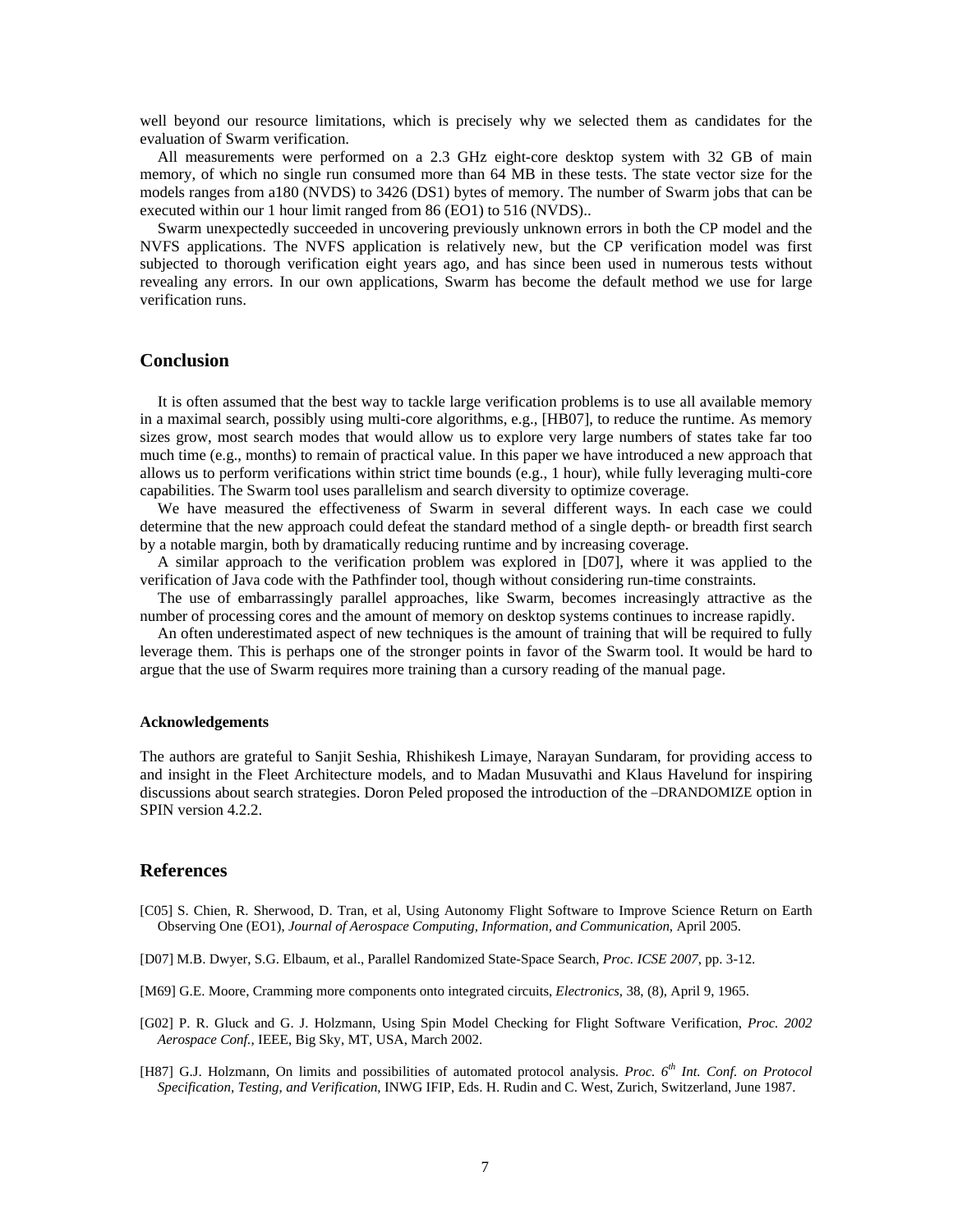well beyond our resource limitations, which is precisely why we selected them as candidates for the evaluation of Swarm verification.

All measurements were performed on a 2.3 GHz eight-core desktop system with 32 GB of main memory, of which no single run consumed more than 64 MB in these tests. The state vector size for the models ranges from a180 (NVDS) to 3426 (DS1) bytes of memory. The number of Swarm jobs that can be executed within our 1 hour limit ranged from 86 (EO1) to 516 (NVDS)..

Swarm unexpectedly succeeded in uncovering previously unknown errors in both the CP model and the NVFS applications. The NVFS application is relatively new, but the CP verification model was first subjected to thorough verification eight years ago, and has since been used in numerous tests without revealing any errors. In our own applications, Swarm has become the default method we use for large verification runs.

## Conclusion

It is often assumed that the best way to tackle large verification problems is to use all available memory in a maximal search, possibly using multi-core algorithms, e.g., [HB07], to reduce the runtime. As memory sizes grow, most search modes that would allow us to explore very large numbers of states take far too much time (e.g., months) to remain of practical value. In this paper we have introduced a new approach that allows us to perform verifications within strict time bounds (e.g., 1 hour), while fully leveraging multi-core capabilities. The Swarm tool uses parallelism and search diversity to optimize coverage.

We have measured the effectiveness of Swarm in several different ways. In each case we could determine that the new approach could defeat the standard method of a single depth- or breadth first search by a notable margin, both by dramatically reducing runtime and by increasing coverage.

A similar approach to the verification problem was explored in [D07], where it was applied to the verification of Java code with the Pathfinder tool, though without considering run-time constraints.

The use of embarrassingly parallel approaches, like Swarm, becomes increasingly attractive as the number of processing cores and the amount of memory on desktop systems continues to increase rapidly.

An often underestimated aspect of new techniques is the amount of training that will be required to fully leverage them. This is perhaps one of the stronger points in favor of the Swarm tool. It would be hard to argue that the use of Swarm requires more training than a cursory reading of the manual page.

#### Acknowledgements

The authors are grateful to Sanjit Seshia, Rhishikesh Limaye, Narayan Sundaram, for providing access to and insight in the Fleet Architecture models, and to Madan Musuvathi and Klaus Havelund for inspiring discussions about search strategies. Doron Peled proposed the introduction of the –DRANDOMIZE option in SPIN version 4.2.2.

## References

[C05] S. Chien, R. Sherwood, D. Tran, et al, Using Autonomy Flight Software to Improve Science Return on Earth Observing One (EO1), *Journal of Aerospace Computing, Information, and Communication*, April 2005.

[D07] M.B. Dwyer, S.G. Elbaum, et al., Parallel Randomized State-Space Search, *Proc. ICSE 2007*, pp. 3-12.

[M69] G.E. Moore, Cramming more components onto integrated circuits, *Electronics*, 38, (8), April 9, 1965.

[G02] P. R. Gluck and G. J. Holzmann, Using Spin Model Checking for Flight Software Verification, *Proc. 2002 Aerospace Conf.*, IEEE, Big Sky, MT, USA, March 2002.

[H87] G.J. Holzmann, On limits and possibilities of automated protocol analysis. *Proc. 6th Int. Conf. on Protocol Specification, Testing, and Verification*, INWG IFIP, Eds. H. Rudin and C. West, Zurich, Switzerland, June 1987.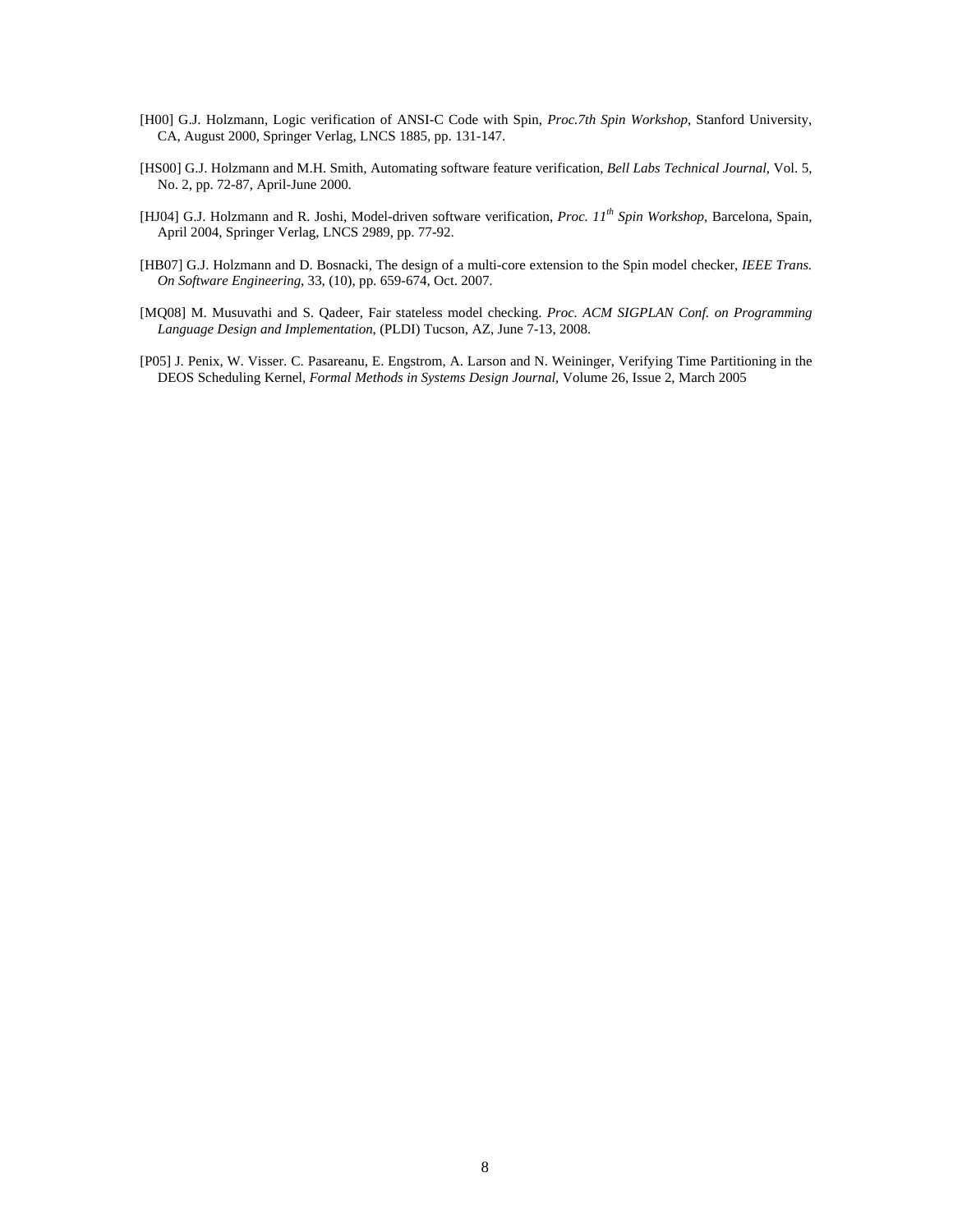[H00] G.J. Holzmann, Logic verification of ANSI-C Code with Spin, *Proc.7th Spin Workshop*, Stanford University, CA, August 2000, Springer Verlag, LNCS 1885, pp. 131-147.

[HS00] G.J. Holzmann and M.H. Smith, Automating software feature verification, *Bell Labs Technical Journal*, Vol. 5, No. 2, pp. 72-87, April-June 2000.

[HJ04] G.J. Holzmann and R. Joshi, Model-driven software verification, *Proc. 11th Spin Workshop*, Barcelona, Spain, April 2004, Springer Verlag, LNCS 2989, pp. 77-92.

[HB07] G.J. Holzmann and D. Bosnacki, The design of a multi-core extension to the Spin model checker, *IEEE Trans. On Software Engineering*, 33, (10), pp. 659-674, Oct. 2007.

[MQ08] M. Musuvathi and S. Qadeer, Fair stateless model checking. *Proc. ACM SIGPLAN Conf. on Programming Language Design and Implementation*, (PLDI) Tucson, AZ, June 7-13, 2008.

[P05] J. Penix, W. Visser. C. Pasareanu, E. Engstrom, A. Larson and N. Weininger, Verifying Time Partitioning in the DEOS Scheduling Kernel, *Formal Methods in Systems Design Journal*, Volume 26, Issue 2, March 2005